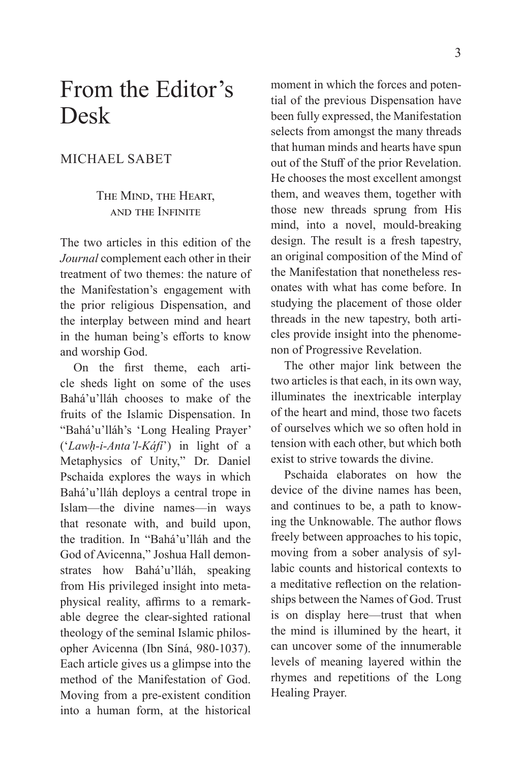# From the Editor's Desk

MICHAEL SABET

### The Mind, the Heart, and the Infinite

The two articles in this edition of the *Journal* complement each other in their treatment of two themes: the nature of the Manifestation's engagement with the prior religious Dispensation, and the interplay between mind and heart in the human being's efforts to know and worship God.

On the first theme, each article sheds light on some of the uses Bahá'u'lláh chooses to make of the fruits of the Islamic Dispensation. In "Bahá'u'lláh's 'Long Healing Prayer' ('*Lawḥ-i-Anta'l-Káfí*') in light of a Metaphysics of Unity," Dr. Daniel Pschaida explores the ways in which Bahá'u'lláh deploys a central trope in Islam—the divine names—in ways that resonate with, and build upon, the tradition. In "Bahá'u'lláh and the God of Avicenna," Joshua Hall demonstrates how Bahá'u'lláh, speaking from His privileged insight into metaphysical reality, affirms to a remarkable degree the clear-sighted rational theology of the seminal Islamic philosopher Avicenna (Ibn Síná, 980-1037). Each article gives us a glimpse into the method of the Manifestation of God. Moving from a pre-existent condition into a human form, at the historical moment in which the forces and potential of the previous Dispensation have been fully expressed, the Manifestation selects from amongst the many threads that human minds and hearts have spun out of the Stuff of the prior Revelation. He chooses the most excellent amongst them, and weaves them, together with those new threads sprung from His mind, into a novel, mould-breaking design. The result is a fresh tapestry, an original composition of the Mind of the Manifestation that nonetheless resonates with what has come before. In studying the placement of those older threads in the new tapestry, both articles provide insight into the phenomenon of Progressive Revelation.

The other major link between the two articles is that each, in its own way, illuminates the inextricable interplay of the heart and mind, those two facets of ourselves which we so often hold in tension with each other, but which both exist to strive towards the divine.

Pschaida elaborates on how the device of the divine names has been, and continues to be, a path to knowing the Unknowable. The author flows freely between approaches to his topic, moving from a sober analysis of syllabic counts and historical contexts to a meditative reflection on the relationships between the Names of God. Trust is on display here—trust that when the mind is illumined by the heart, it can uncover some of the innumerable levels of meaning layered within the rhymes and repetitions of the Long Healing Prayer.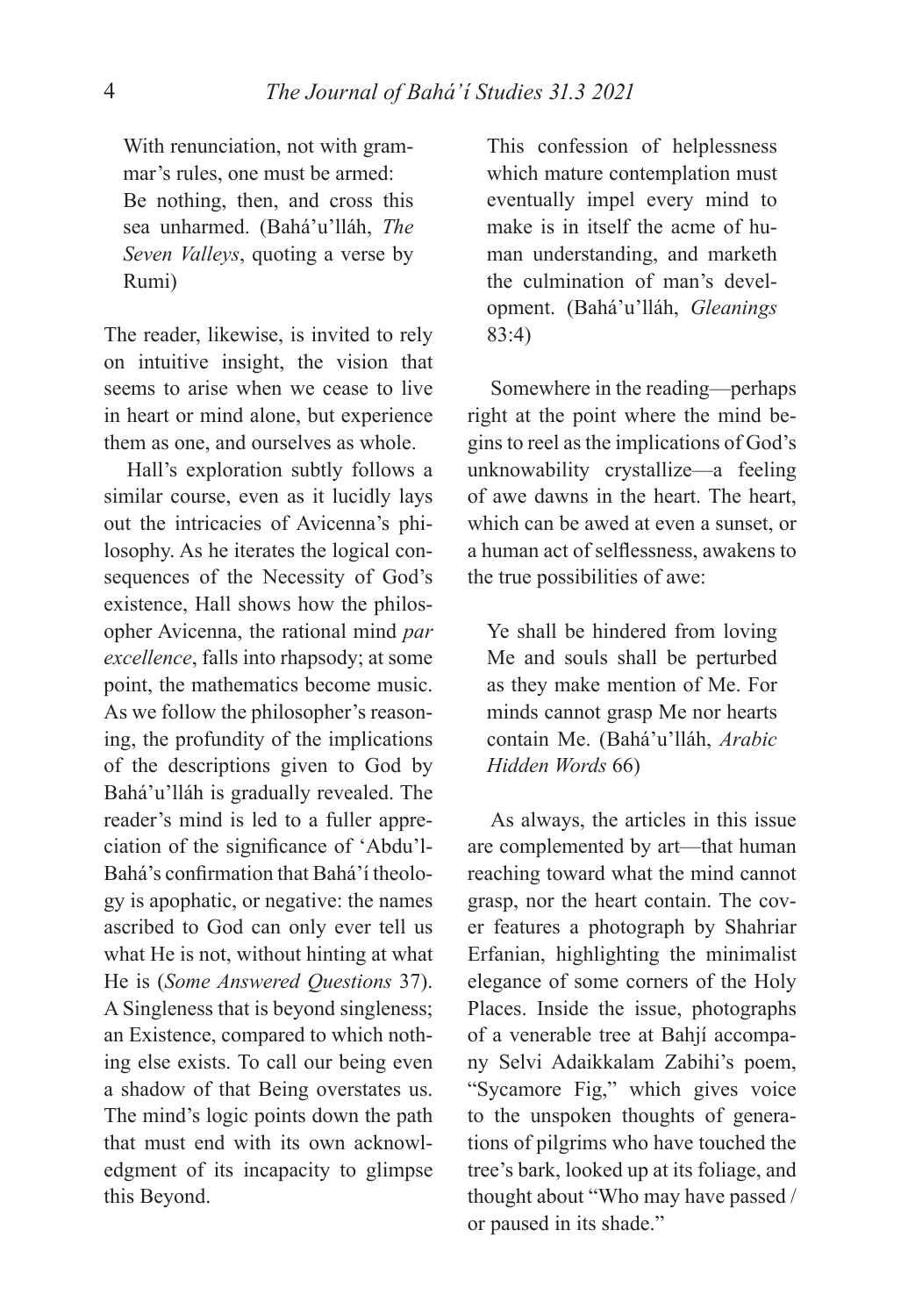> With renunciation, not with grammar's rules, one must be armed:
> Be nothing, then, and cross this sea unharmed. (Bahá'u'lláh, *The Seven Valleys*, quoting a verse by Rumi)

The reader, likewise, is invited to rely on intuitive insight, the vision that seems to arise when we cease to live in heart or mind alone, but experience them as one, and ourselves as whole.

Hall's exploration subtly follows a similar course, even as it lucidly lays out the intricacies of Avicenna's philosophy. As he iterates the logical consequences of the Necessity of God's existence, Hall shows how the philosopher Avicenna, the rational mind *par excellence*, falls into rhapsody; at some point, the mathematics become music. As we follow the philosopher's reasoning, the profundity of the implications of the descriptions given to God by Bahá'u'lláh is gradually revealed. The reader's mind is led to a fuller appreciation of the significance of 'Abdu'l-Bahá's confirmation that Bahá'í theology is apophatic, or negative: the names ascribed to God can only ever tell us what He is not, without hinting at what He is (*Some Answered Questions* 37). A Singleness that is beyond singleness; an Existence, compared to which nothing else exists. To call our being even a shadow of that Being overstates us. The mind's logic points down the path that must end with its own acknowledgment of its incapacity to glimpse this Beyond.

> This confession of helplessness which mature contemplation must eventually impel every mind to make is in itself the acme of human understanding, and marketh the culmination of man's development. (Bahá'u'lláh, *Gleanings* 83:4)

Somewhere in the reading—perhaps right at the point where the mind begins to reel as the implications of God's unknowability crystallize—a feeling of awe dawns in the heart. The heart, which can be awed at even a sunset, or a human act of selflessness, awakens to the true possibilities of awe:

> Ye shall be hindered from loving Me and souls shall be perturbed as they make mention of Me. For minds cannot grasp Me nor hearts contain Me. (Bahá'u'lláh, *Arabic Hidden Words* 66)

As always, the articles in this issue are complemented by art—that human reaching toward what the mind cannot grasp, nor the heart contain. The cover features a photograph by Shahriar Erfanian, highlighting the minimalist elegance of some corners of the Holy Places. Inside the issue, photographs of a venerable tree at Bahjí accompany Selvi Adaikkalam Zabihi's poem, "Sycamore Fig," which gives voice to the unspoken thoughts of generations of pilgrims who have touched the tree's bark, looked up at its foliage, and thought about "Who may have passed / or paused in its shade."